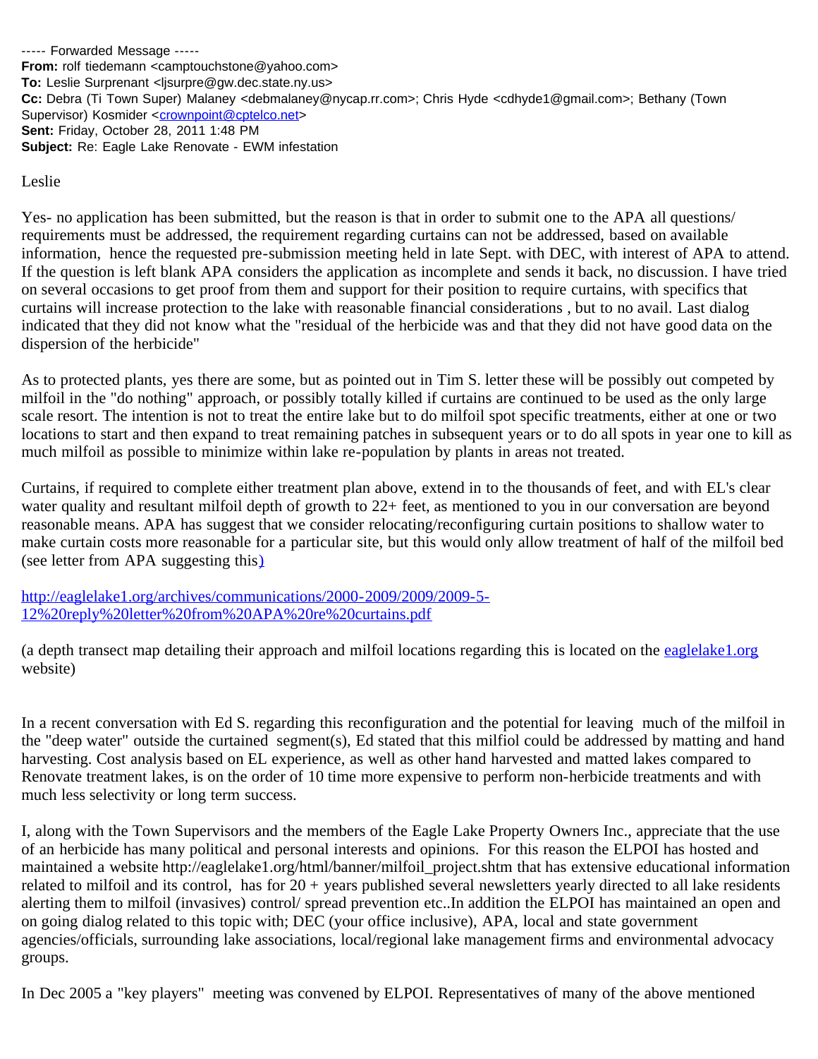----- Forwarded Message -----
**From:** rolf tiedemann <camptouchstone@yahoo.com>
**To:** Leslie Surprenant <ljsurpre@gw.dec.state.ny.us>
**Cc:** Debra (Ti Town Super) Malaney <debmalaney@nycap.rr.com>; Chris Hyde <cdhyde1@gmail.com>; Bethany (Town Supervisor) Kosmider <crownpoint@cptelco.net>
**Sent:** Friday, October 28, 2011 1:48 PM
**Subject:** Re: Eagle Lake Renovate - EWM infestation

Leslie

Yes- no application has been submitted, but the reason is that in order to submit one to the APA all questions/ requirements must be addressed, the requirement regarding curtains can not be addressed, based on available information, hence the requested pre-submission meeting held in late Sept. with DEC, with interest of APA to attend. If the question is left blank APA considers the application as incomplete and sends it back, no discussion. I have tried on several occasions to get proof from them and support for their position to require curtains, with specifics that curtains will increase protection to the lake with reasonable financial considerations , but to no avail. Last dialog indicated that they did not know what the "residual of the herbicide was and that they did not have good data on the dispersion of the herbicide"

As to protected plants, yes there are some, but as pointed out in Tim S. letter these will be possibly out competed by milfoil in the "do nothing" approach, or possibly totally killed if curtains are continued to be used as the only large scale resort. The intention is not to treat the entire lake but to do milfoil spot specific treatments, either at one or two locations to start and then expand to treat remaining patches in subsequent years or to do all spots in year one to kill as much milfoil as possible to minimize within lake re-population by plants in areas not treated.

Curtains, if required to complete either treatment plan above, extend in to the thousands of feet, and with EL's clear water quality and resultant milfoil depth of growth to 22+ feet, as mentioned to you in our conversation are beyond reasonable means. APA has suggest that we consider relocating/reconfiguring curtain positions to shallow water to make curtain costs more reasonable for a particular site, but this would only allow treatment of half of the milfoil bed (see letter from APA suggesting this)

http://eaglelake1.org/archives/communications/2000-2009/2009/2009-5-12%20reply%20letter%20from%20APA%20re%20curtains.pdf

(a depth transect map detailing their approach and milfoil locations regarding this is located on the eaglelake1.org website)

In a recent conversation with Ed S. regarding this reconfiguration and the potential for leaving much of the milfoil in the "deep water" outside the curtained segment(s), Ed stated that this milfiol could be addressed by matting and hand harvesting. Cost analysis based on EL experience, as well as other hand harvested and matted lakes compared to Renovate treatment lakes, is on the order of 10 time more expensive to perform non-herbicide treatments and with much less selectivity or long term success.

I, along with the Town Supervisors and the members of the Eagle Lake Property Owners Inc., appreciate that the use of an herbicide has many political and personal interests and opinions. For this reason the ELPOI has hosted and maintained a website http://eaglelake1.org/html/banner/milfoil_project.shtm that has extensive educational information related to milfoil and its control, has for 20 + years published several newsletters yearly directed to all lake residents alerting them to milfoil (invasives) control/ spread prevention etc..In addition the ELPOI has maintained an open and on going dialog related to this topic with; DEC (your office inclusive), APA, local and state government agencies/officials, surrounding lake associations, local/regional lake management firms and environmental advocacy groups.

In Dec 2005 a "key players" meeting was convened by ELPOI. Representatives of many of the above mentioned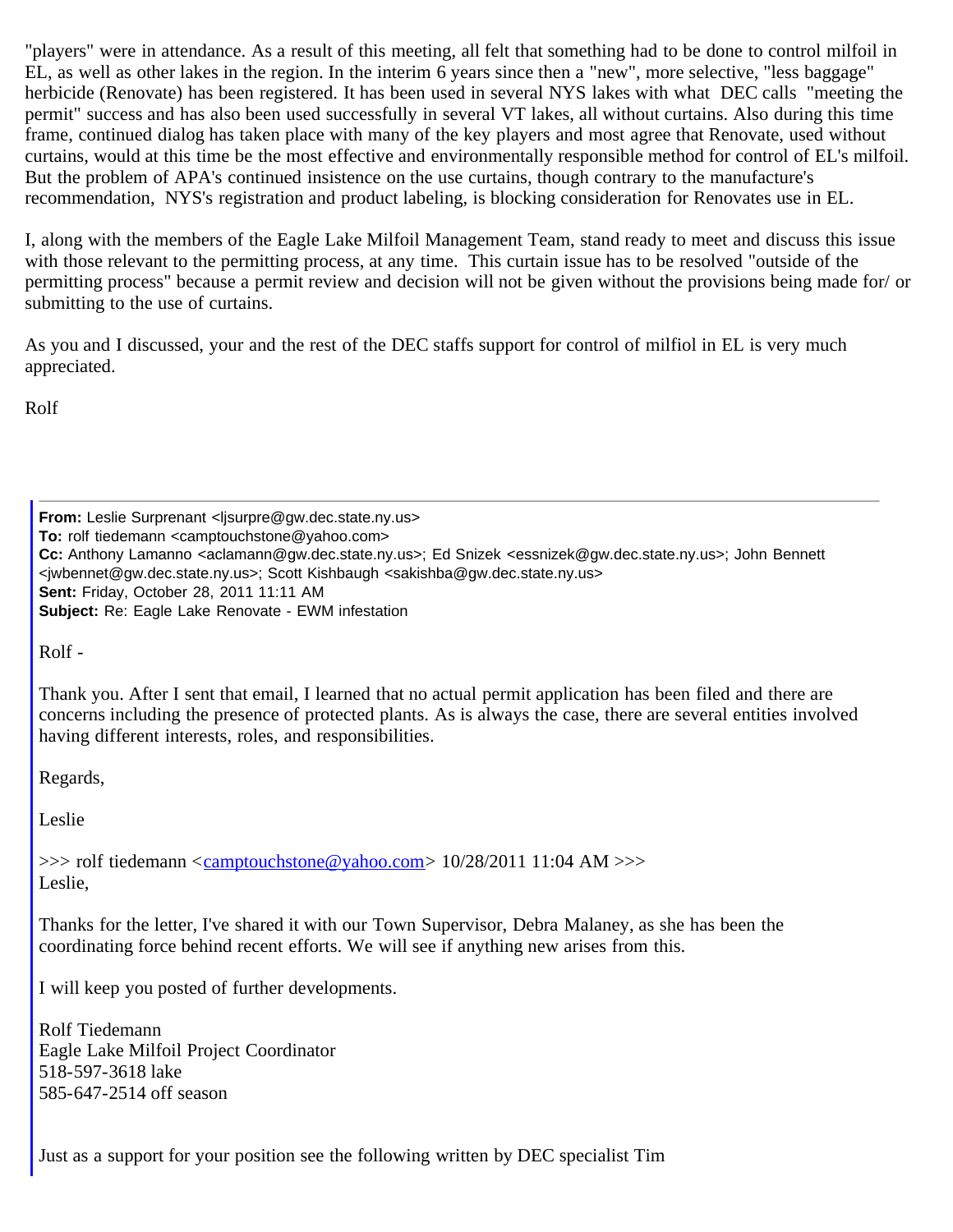"players" were in attendance. As a result of this meeting, all felt that something had to be done to control milfoil in EL, as well as other lakes in the region. In the interim 6 years since then a "new", more selective, "less baggage" herbicide (Renovate) has been registered. It has been used in several NYS lakes with what DEC calls "meeting the permit" success and has also been used successfully in several VT lakes, all without curtains. Also during this time frame, continued dialog has taken place with many of the key players and most agree that Renovate, used without curtains, would at this time be the most effective and environmentally responsible method for control of EL's milfoil. But the problem of APA's continued insistence on the use curtains, though contrary to the manufacture's recommendation, NYS's registration and product labeling, is blocking consideration for Renovates use in EL.

I, along with the members of the Eagle Lake Milfoil Management Team, stand ready to meet and discuss this issue with those relevant to the permitting process, at any time. This curtain issue has to be resolved "outside of the permitting process" because a permit review and decision will not be given without the provisions being made for/ or submitting to the use of curtains.

As you and I discussed, your and the rest of the DEC staffs support for control of milfiol in EL is very much appreciated.

Rolf

---

> **From:** Leslie Surprenant <ljsurpre@gw.dec.state.ny.us>
> **To:** rolf tiedemann <camptouchstone@yahoo.com>
> **Cc:** Anthony Lamanno <aclamann@gw.dec.state.ny.us>; Ed Snizek <essnizek@gw.dec.state.ny.us>; John Bennett <jwbennet@gw.dec.state.ny.us>; Scott Kishbaugh <sakishba@gw.dec.state.ny.us>
> **Sent:** Friday, October 28, 2011 11:11 AM
> **Subject:** Re: Eagle Lake Renovate - EWM infestation
>
> Rolf -
>
> Thank you. After I sent that email, I learned that no actual permit application has been filed and there are concerns including the presence of protected plants. As is always the case, there are several entities involved having different interests, roles, and responsibilities.
>
> Regards,
>
> Leslie
>
> >>> rolf tiedemann <camptouchstone@yahoo.com> 10/28/2011 11:04 AM >>>
> Leslie,
>
> Thanks for the letter, I've shared it with our Town Supervisor, Debra Malaney, as she has been the coordinating force behind recent efforts. We will see if anything new arises from this.
>
> I will keep you posted of further developments.
>
> Rolf Tiedemann
> Eagle Lake Milfoil Project Coordinator
> 518-597-3618 lake
> 585-647-2514 off season
>
> Just as a support for your position see the following written by DEC specialist Tim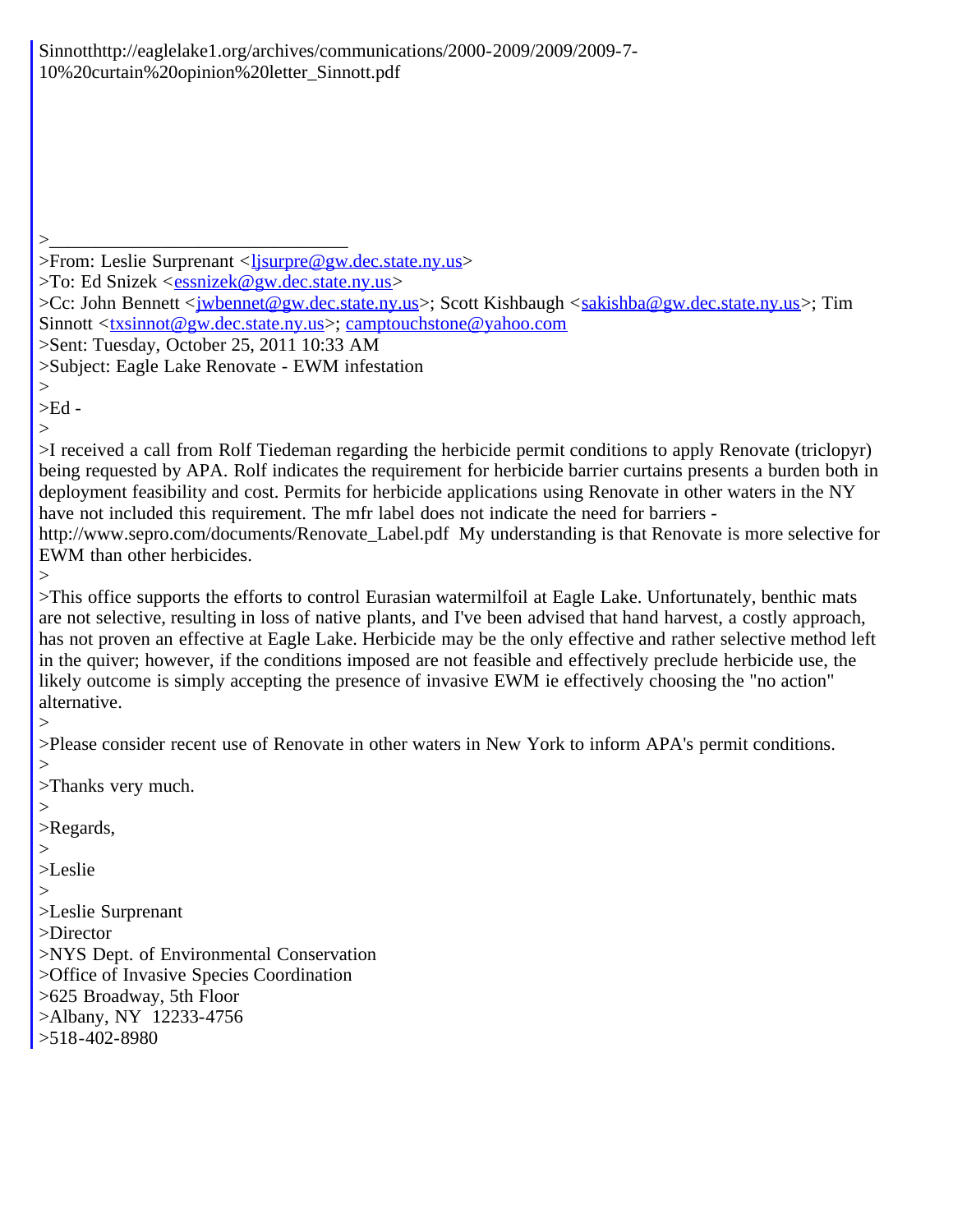Sinnotthttp://eaglelake1.org/archives/communications/2000-2009/2009/2009-7-10%20curtain%20opinion%20letter_Sinnott.pdf

>________________________________
>From: Leslie Surprenant <ljsurpre@gw.dec.state.ny.us>
>To: Ed Snizek <essnizek@gw.dec.state.ny.us>
>Cc: John Bennett <jwbennet@gw.dec.state.ny.us>; Scott Kishbaugh <sakishba@gw.dec.state.ny.us>; Tim Sinnott <txsinnot@gw.dec.state.ny.us>; camptouchstone@yahoo.com
>Sent: Tuesday, October 25, 2011 10:33 AM
>Subject: Eagle Lake Renovate - EWM infestation
>
>Ed -
>
>I received a call from Rolf Tiedeman regarding the herbicide permit conditions to apply Renovate (triclopyr) being requested by APA. Rolf indicates the requirement for herbicide barrier curtains presents a burden both in deployment feasibility and cost. Permits for herbicide applications using Renovate in other waters in the NY have not included this requirement. The mfr label does not indicate the need for barriers - http://www.sepro.com/documents/Renovate_Label.pdf My understanding is that Renovate is more selective for EWM than other herbicides.
>
>This office supports the efforts to control Eurasian watermilfoil at Eagle Lake. Unfortunately, benthic mats are not selective, resulting in loss of native plants, and I've been advised that hand harvest, a costly approach, has not proven an effective at Eagle Lake. Herbicide may be the only effective and rather selective method left in the quiver; however, if the conditions imposed are not feasible and effectively preclude herbicide use, the likely outcome is simply accepting the presence of invasive EWM ie effectively choosing the "no action" alternative.
>
>Please consider recent use of Renovate in other waters in New York to inform APA's permit conditions.
>
>Thanks very much.
>
>Regards,
>
>Leslie
>
>Leslie Surprenant
>Director
>NYS Dept. of Environmental Conservation
>Office of Invasive Species Coordination
>625 Broadway, 5th Floor
>Albany, NY 12233-4756
>518-402-8980